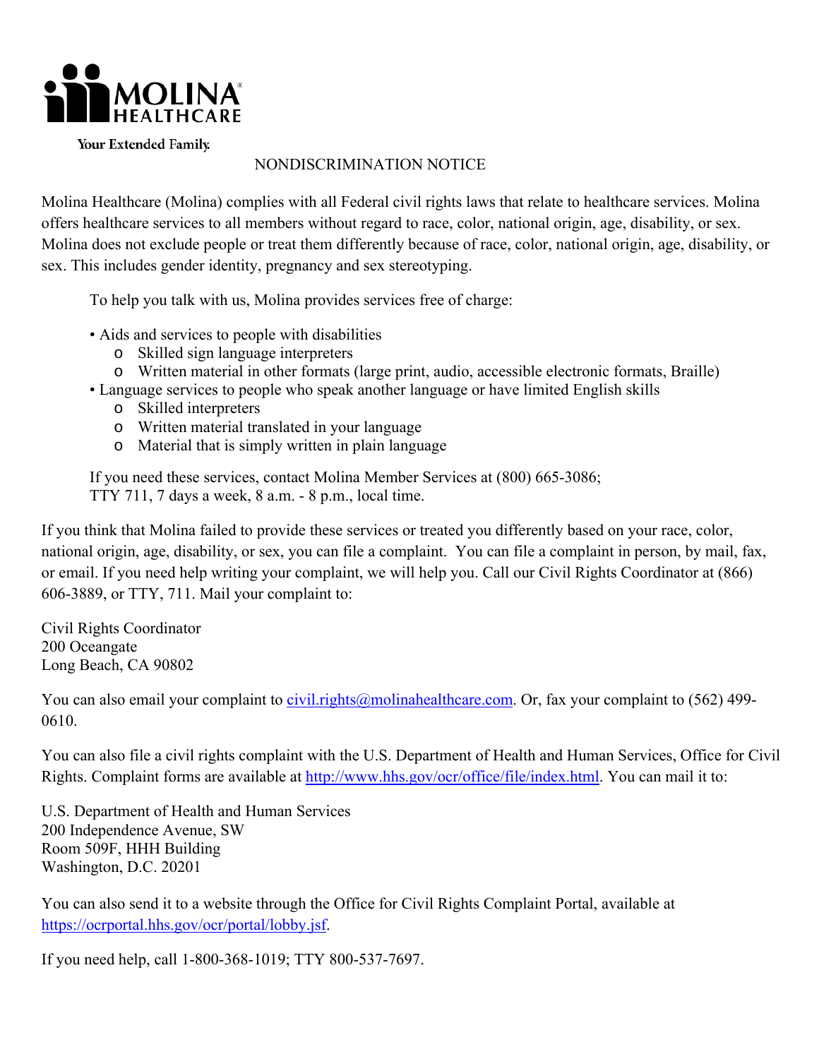MOLINA HEALTHCARE

Your Extended Family.

# NONDISCRIMINATION NOTICE

Molina Healthcare (Molina) complies with all Federal civil rights laws that relate to healthcare services. Molina offers healthcare services to all members without regard to race, color, national origin, age, disability, or sex. Molina does not exclude people or treat them differently because of race, color, national origin, age, disability, or sex. This includes gender identity, pregnancy and sex stereotyping.

To help you talk with us, Molina provides services free of charge:

- Aids and services to people with disabilities
  - Skilled sign language interpreters
  - Written material in other formats (large print, audio, accessible electronic formats, Braille)
- Language services to people who speak another language or have limited English skills
  - Skilled interpreters
  - Written material translated in your language
  - Material that is simply written in plain language

If you need these services, contact Molina Member Services at (800) 665-3086; TTY 711, 7 days a week, 8 a.m. - 8 p.m., local time.

If you think that Molina failed to provide these services or treated you differently based on your race, color, national origin, age, disability, or sex, you can file a complaint. You can file a complaint in person, by mail, fax, or email. If you need help writing your complaint, we will help you. Call our Civil Rights Coordinator at (866) 606-3889, or TTY, 711. Mail your complaint to:

Civil Rights Coordinator
200 Oceangate
Long Beach, CA 90802

You can also email your complaint to civil.rights@molinahealthcare.com. Or, fax your complaint to (562) 499-0610.

You can also file a civil rights complaint with the U.S. Department of Health and Human Services, Office for Civil Rights. Complaint forms are available at http://www.hhs.gov/ocr/office/file/index.html. You can mail it to:

U.S. Department of Health and Human Services
200 Independence Avenue, SW
Room 509F, HHH Building
Washington, D.C. 20201

You can also send it to a website through the Office for Civil Rights Complaint Portal, available at https://ocrportal.hhs.gov/ocr/portal/lobby.jsf.

If you need help, call 1-800-368-1019; TTY 800-537-7697.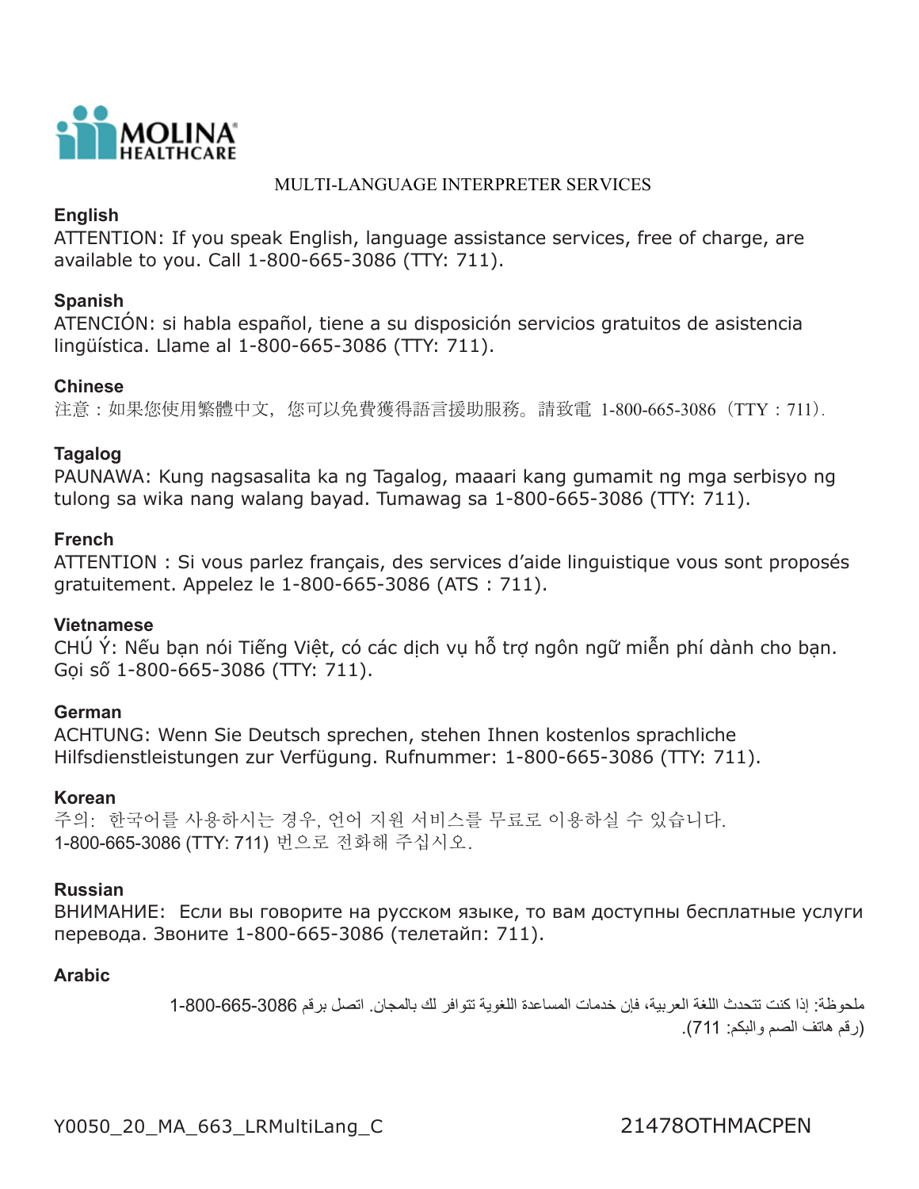MOLINA HEALTHCARE

MULTI-LANGUAGE INTERPRETER SERVICES

**English**
ATTENTION: If you speak English, language assistance services, free of charge, are available to you. Call 1-800-665-3086 (TTY: 711).

**Spanish**
ATENCIÓN: si habla español, tiene a su disposición servicios gratuitos de asistencia lingüística. Llame al 1-800-665-3086 (TTY: 711).

**Chinese**
注意：如果您使用繁體中文，您可以免費獲得語言援助服務。請致電 1-800-665-3086（TTY：711）.

**Tagalog**
PAUNAWA: Kung nagsasalita ka ng Tagalog, maaari kang gumamit ng mga serbisyo ng tulong sa wika nang walang bayad. Tumawag sa 1-800-665-3086 (TTY: 711).

**French**
ATTENTION : Si vous parlez français, des services d'aide linguistique vous sont proposés gratuitement. Appelez le 1-800-665-3086 (ATS : 711).

**Vietnamese**
CHÚ Ý: Nếu bạn nói Tiếng Việt, có các dịch vụ hỗ trợ ngôn ngữ miễn phí dành cho bạn. Gọi số 1-800-665-3086 (TTY: 711).

**German**
ACHTUNG: Wenn Sie Deutsch sprechen, stehen Ihnen kostenlos sprachliche Hilfsdienstleistungen zur Verfügung. Rufnummer: 1-800-665-3086 (TTY: 711).

**Korean**
주의: 한국어를 사용하시는 경우, 언어 지원 서비스를 무료로 이용하실 수 있습니다. 1-800-665-3086 (TTY: 711) 번으로 전화해 주십시오.

**Russian**
ВНИМАНИЕ: Если вы говорите на русском языке, то вам доступны бесплатные услуги перевода. Звоните 1-800-665-3086 (телетайп: 711).

**Arabic**
ملحوظة: إذا كنت تتحدث اللغة العربية، فإن خدمات المساعدة اللغوية تتوافر لك بالمجان. اتصل برقم 1-800-665-3086 (رقم هاتف الصم والبكم: 711).

Y0050_20_MA_663_LRMultiLang_C 21478OTHMACPEN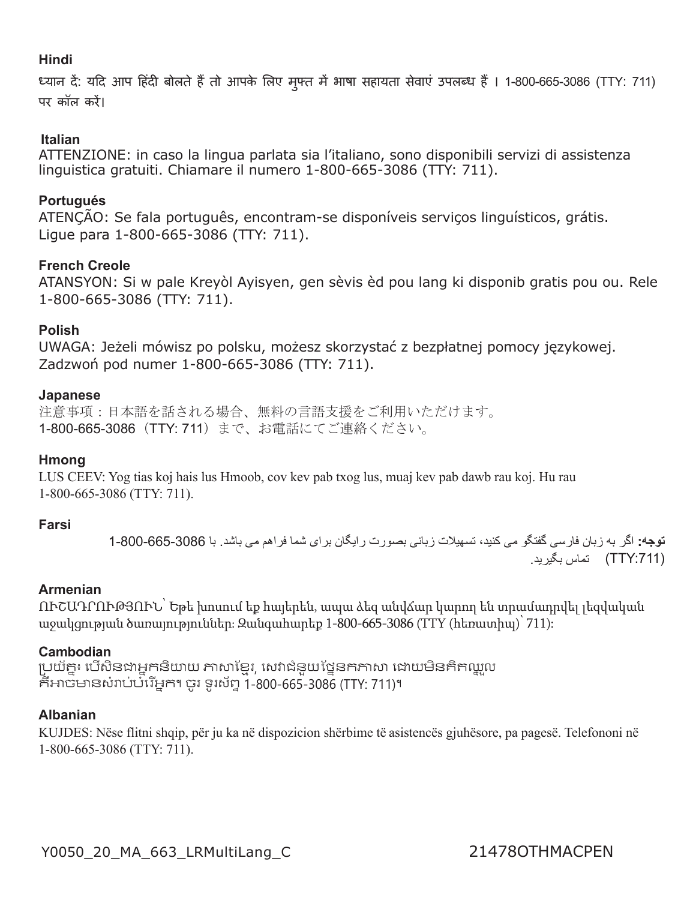**Hindi**

ध्यान दें: यदि आप हिंदी बोलते हैं तो आपके लिए मुफ्त में भाषा सहायता सेवाएं उपलब्ध हैं। 1-800-665-3086 (TTY: 711) पर कॉल करें।

**Italian**

ATTENZIONE: in caso la lingua parlata sia l'italiano, sono disponibili servizi di assistenza linguistica gratuiti. Chiamare il numero 1-800-665-3086 (TTY: 711).

**Portugués**

ATENÇÃO: Se fala português, encontram-se disponíveis serviços linguísticos, grátis. Ligue para 1-800-665-3086 (TTY: 711).

**French Creole**

ATANSYON: Si w pale Kreyòl Ayisyen, gen sèvis èd pou lang ki disponib gratis pou ou. Rele 1-800-665-3086 (TTY: 711).

**Polish**

UWAGA: Jeżeli mówisz po polsku, możesz skorzystać z bezpłatnej pomocy językowej. Zadzwoń pod numer 1-800-665-3086 (TTY: 711).

**Japanese**

注意事項：日本語を話される場合、無料の言語支援をご利用いただけます。1-800-665-3086（TTY: 711）まで、お電話にてご連絡ください。

**Hmong**

LUS CEEV: Yog tias koj hais lus Hmoob, cov kev pab txog lus, muaj kev pab dawb rau koj. Hu rau 1-800-665-3086 (TTY: 711).

**Farsi**

**توجه:** اگر به زبان فارسی گفتگو می کنید، تسهیلات زبانی بصورت رایگان برای شما فراهم می باشد. با 1-800-665-3086 (TTY:711) تماس بگیرید.

**Armenian**

ՈՒՇԱԴՐՈՒԹՅՈՒՆ՝ Եթե խոսում եք հայերեն, ապա ձեզ անվճար կարող են տրամադրվել լեզվական աջակցության ծառայություններ: Զանգահարեք 1-800-665-3086 (TTY (հեռատիպ)՝ 711):

**Cambodian**

ប្រយ័ត្ន៖ បើសិនជាអ្នកនិយាយ ភាសាខ្មែរ, សេវាជំនួយផ្នែកភាសា ដោយមិនគិតឈ្នួល គឺអាចមានសំរាប់បំរើអ្នក។ ចូរ ទូរស័ព្ទ 1-800-665-3086 (TTY: 711)។

**Albanian**

KUJDES: Nëse flitni shqip, për ju ka në dispozicion shërbime të asistencës gjuhësore, pa pagesë. Telefononi në 1-800-665-3086 (TTY: 711).

Y0050_20_MA_663_LRMultiLang_C 21478OTHMACPEN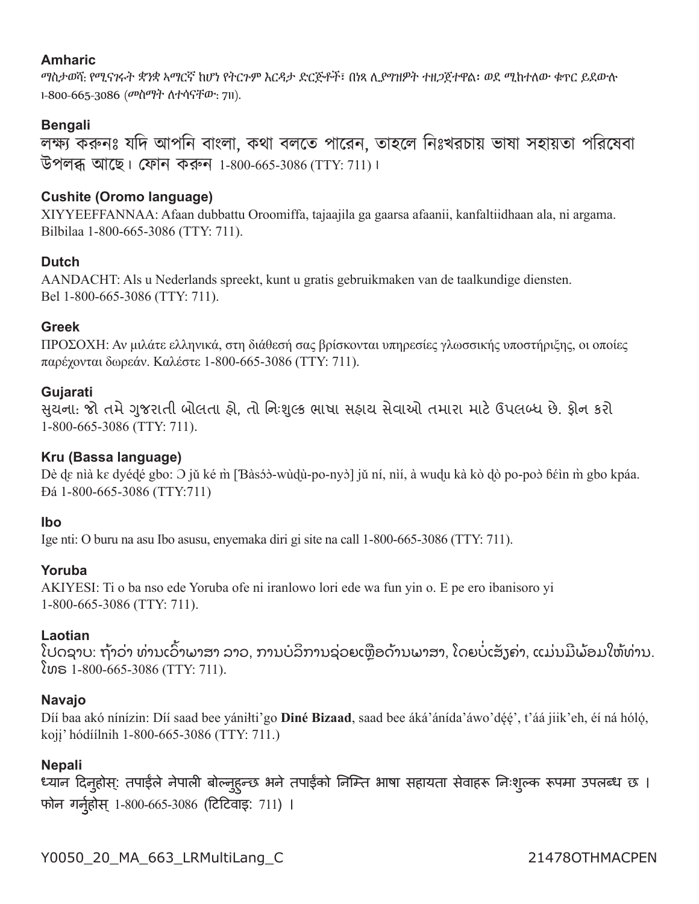**Amharic**

ማስታወሻ: የሚናገሩት ቋንቋ ኣማርኛ ከሆነ የትርጉም እርዳታ ድርጅቶች፣ በነጻ ሊያግዝዎት ተዘጋጀተዋል፡ ወደ ሚከተለው ቁጥር ይደውሉ 1-800-665-3086 (መስማት ለተሳናቸው: 711).

**Bengali**

লক্ষ্য করুনঃ যদি আপনি বাংলা, কথা বলতে পারেন, তাহলে নিঃখরচায় ভাষা সহায়তা পরিষেবা উপলব্ধ আছে। ফোন করুন 1-800-665-3086 (TTY: 711)।

**Cushite (Oromo language)**

XIYYEEFFANNAA: Afaan dubbattu Oroomiffa, tajaajila ga gaarsa afaanii, kanfaltiidhaan ala, ni argama. Bilbilaa 1-800-665-3086 (TTY: 711).

**Dutch**

AANDACHT: Als u Nederlands spreekt, kunt u gratis gebruikmaken van de taalkundige diensten. Bel 1-800-665-3086 (TTY: 711).

**Greek**

ΠΡΟΣΟΧΗ: Αν μιλάτε ελληνικά, στη διάθεσή σας βρίσκονται υπηρεσίες γλωσσικής υποστήριξης, οι οποίες παρέχονται δωρεάν. Καλέστε 1-800-665-3086 (TTY: 711).

**Gujarati**

સુચના: જો તમે ગુજરાતી બોલતા હો, તો નિ:શુલ્ક ભાષા સહાય સેવાઓ તમારા માટે ઉપલબ્ધ છે. ફોન કરો 1-800-665-3086 (TTY: 711).

**Kru (Bassa language)**

Dè ɗɛ nìà kɛ dyéɖé gbo: Ɔ jǔ ké m̀ [Ɓàsɔ́ɔ̀-wùɖù-po-nyɔ̀] jǔ ní, nìí, à wuɖu kà kò ɖò po-poɔ̀ ɓɛ́ìn m̀ gbo kpáa. Ɖá 1-800-665-3086 (TTY:711)

**Ibo**

Ige nti: O buru na asu Ibo asusu, enyemaka diri gi site na call 1-800-665-3086 (TTY: 711).

**Yoruba**

AKIYESI: Ti o ba nso ede Yoruba ofe ni iranlowo lori ede wa fun yin o. E pe ero ibanisoro yi 1-800-665-3086 (TTY: 711).

**Laotian**

ໂປດຊາບ: ຖ້າວ່າ ທ່ານເວົ້າພາສາ ລາວ, ການບໍລິການຊ່ວຍເຫຼືອດ້ານພາສາ, ໂດຍບໍ່ເສັງຄ່າ, ແມ່ນມີພ້ອມໃຫ້ທ່ານ. ໂທຣ 1-800-665-3086 (TTY: 711).

**Navajo**

Díí baa akó nínízin: Díí saad bee yáníłti'go **Diné Bizaad**, saad bee áká'ánída'áwo'dę́ę́', t'áá jiik'eh, éí ná hóló, kojį' hódíílnih 1-800-665-3086 (TTY: 711.)

**Nepali**

ध्यान दिनुहोस्: तपाईंले नेपाली बोल्नुहुन्छ भने तपाईंको निम्ति भाषा सहायता सेवाहरू निःशुल्क रूपमा उपलब्ध छ । फोन गर्नुहोस् 1-800-665-3086 (टिटिवाइ: 711) ।

Y0050_20_MA_663_LRMultiLang_C 21478OTHMACPEN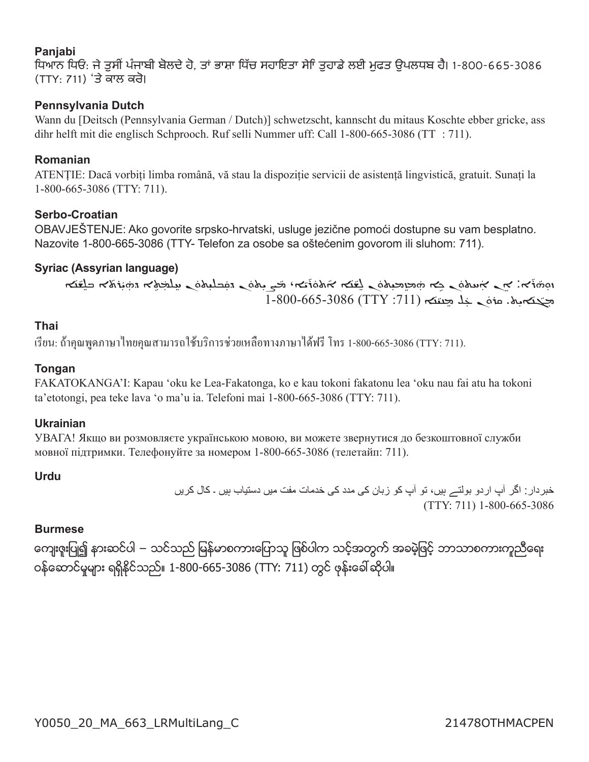**Panjabi**

ਧਿਆਨ ਦਿਓ: ਜੇ ਤੁਸੀਂ ਪੰਜਾਬੀ ਬੋਲਦੇ ਹੋ, ਤਾਂ ਭਾਸ਼ਾ ਵਿੱਚ ਸਹਾਇਤਾ ਸੇਵਾ ਤੁਹਾਡੇ ਲਈ ਮੁਫਤ ਉਪਲਬਧ ਹੈ। 1-800-665-3086 (TTY: 711) 'ਤੇ ਕਾਲ ਕਰੋ।

**Pennsylvania Dutch**

Wann du [Deitsch (Pennsylvania German / Dutch)] schwetzscht, kannscht du mitaus Koschte ebber gricke, ass dihr helft mit die englisch Schprooch. Ruf selli Nummer uff: Call 1-800-665-3086 (TT : 711).

**Romanian**

ATENȚIE: Dacă vorbiți limba română, vă stau la dispoziție servicii de asistență lingvistică, gratuit. Sunați la 1-800-665-3086 (TTY: 711).

**Serbo-Croatian**

OBAVJEŠTENJE: Ako govorite srpsko-hrvatski, usluge jezične pomoći dostupne su vam besplatno. Nazovite 1-800-665-3086 (TTY- Telefon za osobe sa oštećenim govorom ili sluhom: 711).

**Syriac (Assyrian language)**

ܙܘܗܪܐ: ܐܢ ܐܢܬܘܢ ܟܐ ܡܗܡܙܡܝܬܘܢ ܠܫܢܐ ܐܬܘܪܝܐ، ܟܐܝ ܠܟܘܢ ܕܡܫܬܡܫܝܬܘܢ ܡܢ ܚܠܡܬܐ ܕܗܝܪܬܐ ܒܠܫܢܐ ܡܓܢܢܐܝܬ. ܩܪܘܢ ܥܠ ܡܢܝܢܐ (TTY :711) 1-800-665-3086

**Thai**

เรียน: ถ้าคุณพูดภาษาไทยคุณสามารถใช้บริการช่วยเหลือทางภาษาได้ฟรี โทร 1-800-665-3086 (TTY: 711).

**Tongan**

FAKATOKANGA'I: Kapau 'oku ke Lea-Fakatonga, ko e kau tokoni fakatonu lea 'oku nau fai atu ha tokoni ta'etotongi, pea teke lava 'o ma'u ia. Telefoni mai 1-800-665-3086 (TTY: 711).

**Ukrainian**

УВАГА! Якщо ви розмовляєте українською мовою, ви можете звернутися до безкоштовної служби мовної підтримки. Телефонуйте за номером 1-800-665-3086 (телетайп: 711).

**Urdu**

خبردار: اگر آپ اردو بولتے ہیں، تو آپ کو زبان کی مدد کی خدمات مفت میں دستیاب ہیں ۔ کال کریں (TTY: 711) 1-800-665-3086

**Burmese**

ကျေးဇူးပြု၍ နားဆင်ပါ – သင်သည် မြန်မာစကားပြောသူ ဖြစ်ပါက သင့်အတွက် အခမဲ့ဖြင့် ဘာသာစကားကူညီရေး ဝန်ဆောင်မှုများ ရရှိနိုင်သည်။ 1-800-665-3086 (TTY: 711) တွင် ဖုန်းခေါ်ဆိုပါ။

Y0050_20_MA_663_LRMultiLang_C 21478OTHMACPEN